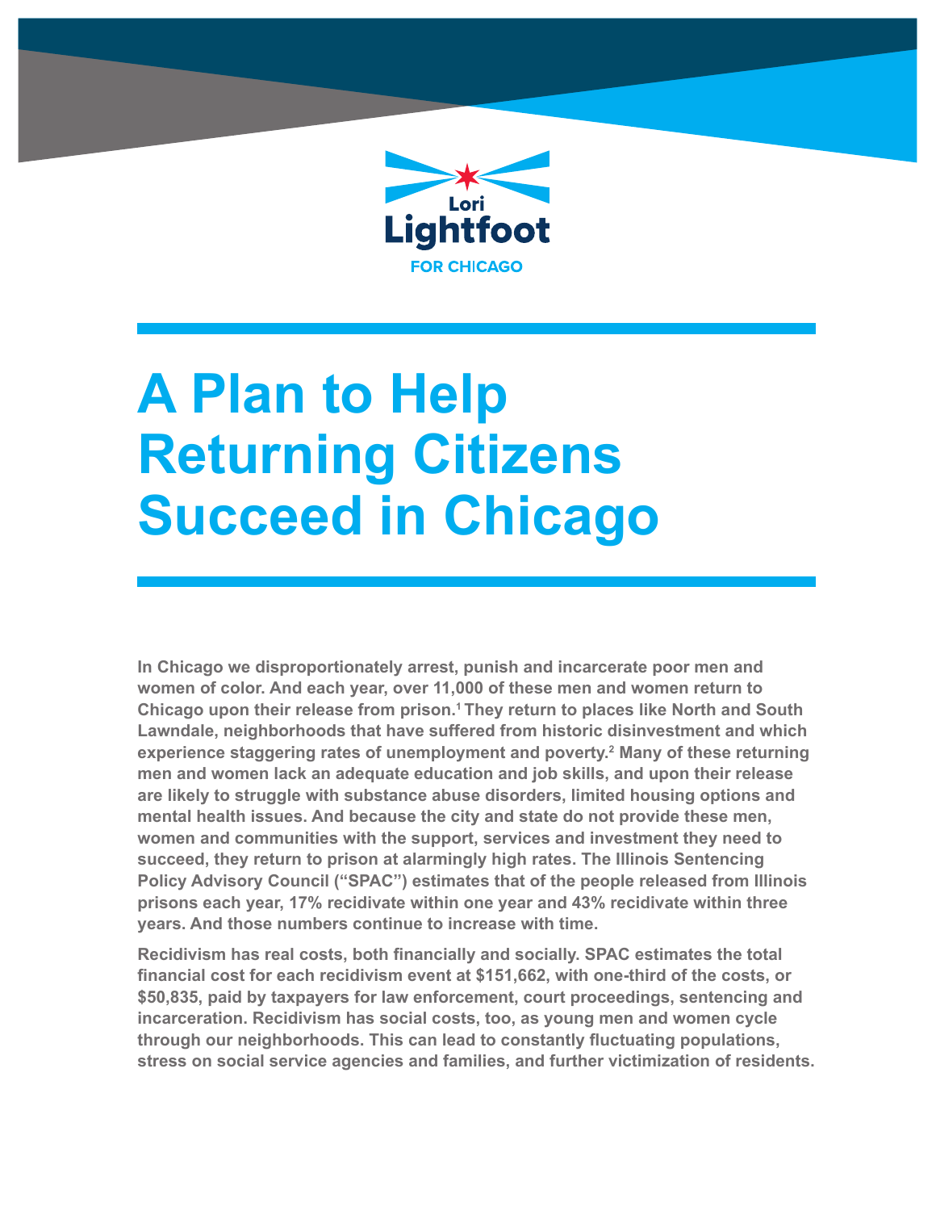Lori Lightfoot

FOR CHICAGO

# A Plan to Help Returning Citizens Succeed in Chicago

**In Chicago we disproportionately arrest, punish and incarcerate poor men and women of color. And each year, over 11,000 of these men and women return to Chicago upon their release from prison.[1] They return to places like North and South Lawndale, neighborhoods that have suffered from historic disinvestment and which experience staggering rates of unemployment and poverty.[2] Many of these returning men and women lack an adequate education and job skills, and upon their release are likely to struggle with substance abuse disorders, limited housing options and mental health issues. And because the city and state do not provide these men, women and communities with the support, services and investment they need to succeed, they return to prison at alarmingly high rates. The Illinois Sentencing Policy Advisory Council ("SPAC") estimates that of the people released from Illinois prisons each year, 17% recidivate within one year and 43% recidivate within three years. And those numbers continue to increase with time.**

**Recidivism has real costs, both financially and socially. SPAC estimates the total financial cost for each recidivism event at $151,662, with one-third of the costs, or $50,835, paid by taxpayers for law enforcement, court proceedings, sentencing and incarceration. Recidivism has social costs, too, as young men and women cycle through our neighborhoods. This can lead to constantly fluctuating populations, stress on social service agencies and families, and further victimization of residents.**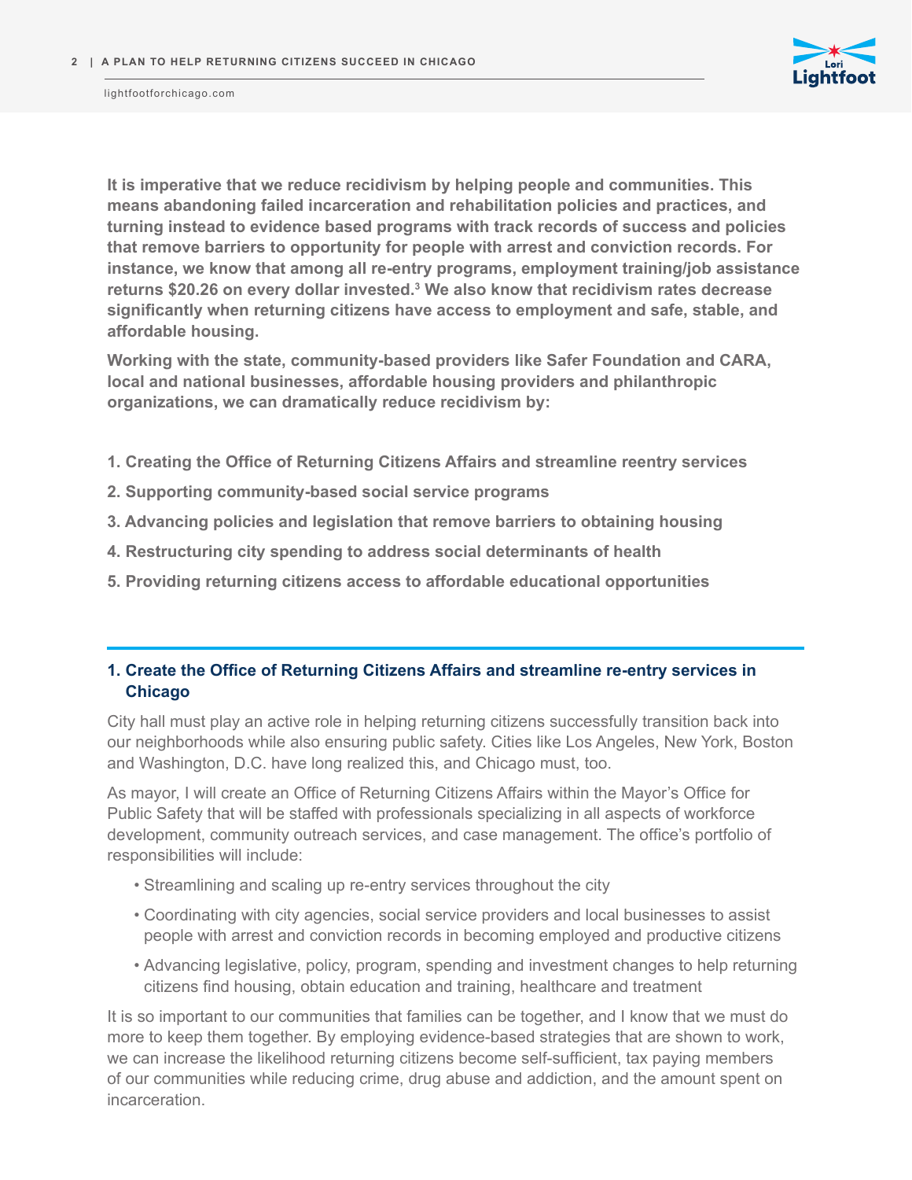**It is imperative that we reduce recidivism by helping people and communities. This means abandoning failed incarceration and rehabilitation policies and practices, and turning instead to evidence based programs with track records of success and policies that remove barriers to opportunity for people with arrest and conviction records. For instance, we know that among all re-entry programs, employment training/job assistance returns $20.26 on every dollar invested.[3] We also know that recidivism rates decrease significantly when returning citizens have access to employment and safe, stable, and affordable housing.**

**Working with the state, community-based providers like Safer Foundation and CARA, local and national businesses, affordable housing providers and philanthropic organizations, we can dramatically reduce recidivism by:**

1. **Creating the Office of Returning Citizens Affairs and streamline reentry services**
2. **Supporting community-based social service programs**
3. **Advancing policies and legislation that remove barriers to obtaining housing**
4. **Restructuring city spending to address social determinants of health**
5. **Providing returning citizens access to affordable educational opportunities**

## 1. Create the Office of Returning Citizens Affairs and streamline re-entry services in Chicago

City hall must play an active role in helping returning citizens successfully transition back into our neighborhoods while also ensuring public safety. Cities like Los Angeles, New York, Boston and Washington, D.C. have long realized this, and Chicago must, too.

As mayor, I will create an Office of Returning Citizens Affairs within the Mayor's Office for Public Safety that will be staffed with professionals specializing in all aspects of workforce development, community outreach services, and case management. The office's portfolio of responsibilities will include:

- Streamlining and scaling up re-entry services throughout the city
- Coordinating with city agencies, social service providers and local businesses to assist people with arrest and conviction records in becoming employed and productive citizens
- Advancing legislative, policy, program, spending and investment changes to help returning citizens find housing, obtain education and training, healthcare and treatment

It is so important to our communities that families can be together, and I know that we must do more to keep them together. By employing evidence-based strategies that are shown to work, we can increase the likelihood returning citizens become self-sufficient, tax paying members of our communities while reducing crime, drug abuse and addiction, and the amount spent on incarceration.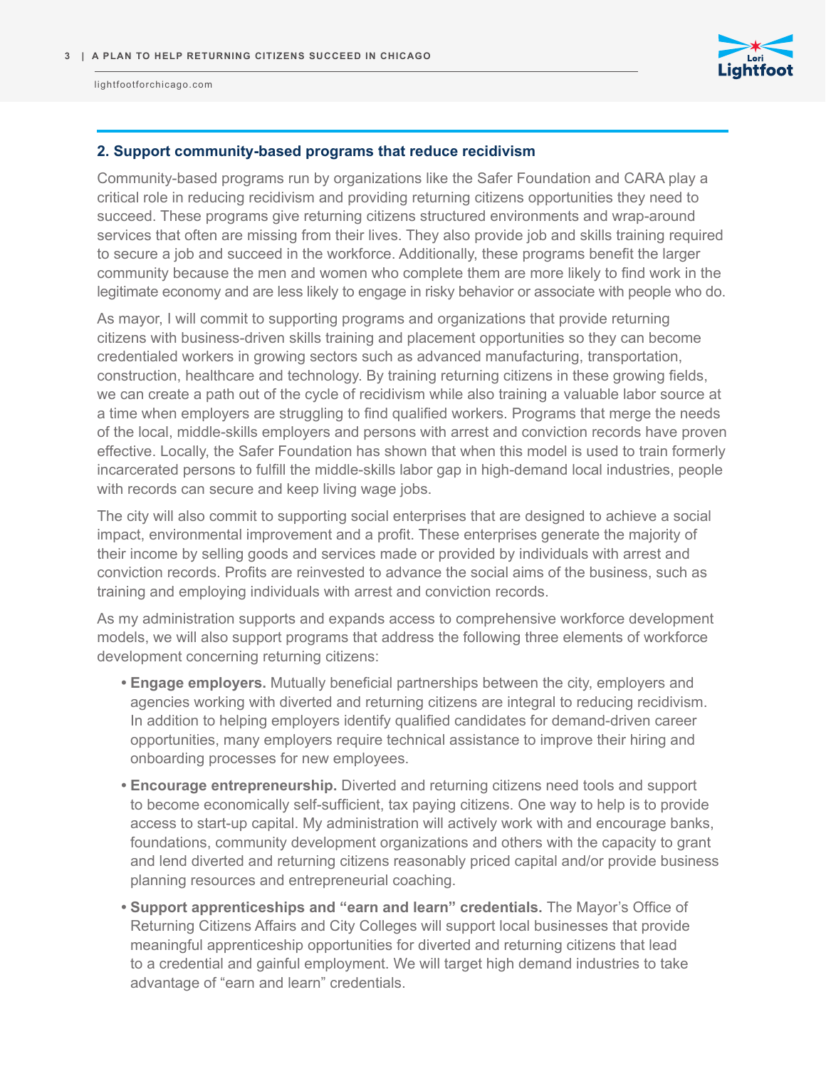## 2. Support community-based programs that reduce recidivism

Community-based programs run by organizations like the Safer Foundation and CARA play a critical role in reducing recidivism and providing returning citizens opportunities they need to succeed. These programs give returning citizens structured environments and wrap-around services that often are missing from their lives. They also provide job and skills training required to secure a job and succeed in the workforce. Additionally, these programs benefit the larger community because the men and women who complete them are more likely to find work in the legitimate economy and are less likely to engage in risky behavior or associate with people who do.

As mayor, I will commit to supporting programs and organizations that provide returning citizens with business-driven skills training and placement opportunities so they can become credentialed workers in growing sectors such as advanced manufacturing, transportation, construction, healthcare and technology. By training returning citizens in these growing fields, we can create a path out of the cycle of recidivism while also training a valuable labor source at a time when employers are struggling to find qualified workers. Programs that merge the needs of the local, middle-skills employers and persons with arrest and conviction records have proven effective. Locally, the Safer Foundation has shown that when this model is used to train formerly incarcerated persons to fulfill the middle-skills labor gap in high-demand local industries, people with records can secure and keep living wage jobs.

The city will also commit to supporting social enterprises that are designed to achieve a social impact, environmental improvement and a profit. These enterprises generate the majority of their income by selling goods and services made or provided by individuals with arrest and conviction records. Profits are reinvested to advance the social aims of the business, such as training and employing individuals with arrest and conviction records.

As my administration supports and expands access to comprehensive workforce development models, we will also support programs that address the following three elements of workforce development concerning returning citizens:

- **Engage employers.** Mutually beneficial partnerships between the city, employers and agencies working with diverted and returning citizens are integral to reducing recidivism. In addition to helping employers identify qualified candidates for demand-driven career opportunities, many employers require technical assistance to improve their hiring and onboarding processes for new employees.
- **Encourage entrepreneurship.** Diverted and returning citizens need tools and support to become economically self-sufficient, tax paying citizens. One way to help is to provide access to start-up capital. My administration will actively work with and encourage banks, foundations, community development organizations and others with the capacity to grant and lend diverted and returning citizens reasonably priced capital and/or provide business planning resources and entrepreneurial coaching.
- **Support apprenticeships and "earn and learn" credentials.** The Mayor's Office of Returning Citizens Affairs and City Colleges will support local businesses that provide meaningful apprenticeship opportunities for diverted and returning citizens that lead to a credential and gainful employment. We will target high demand industries to take advantage of "earn and learn" credentials.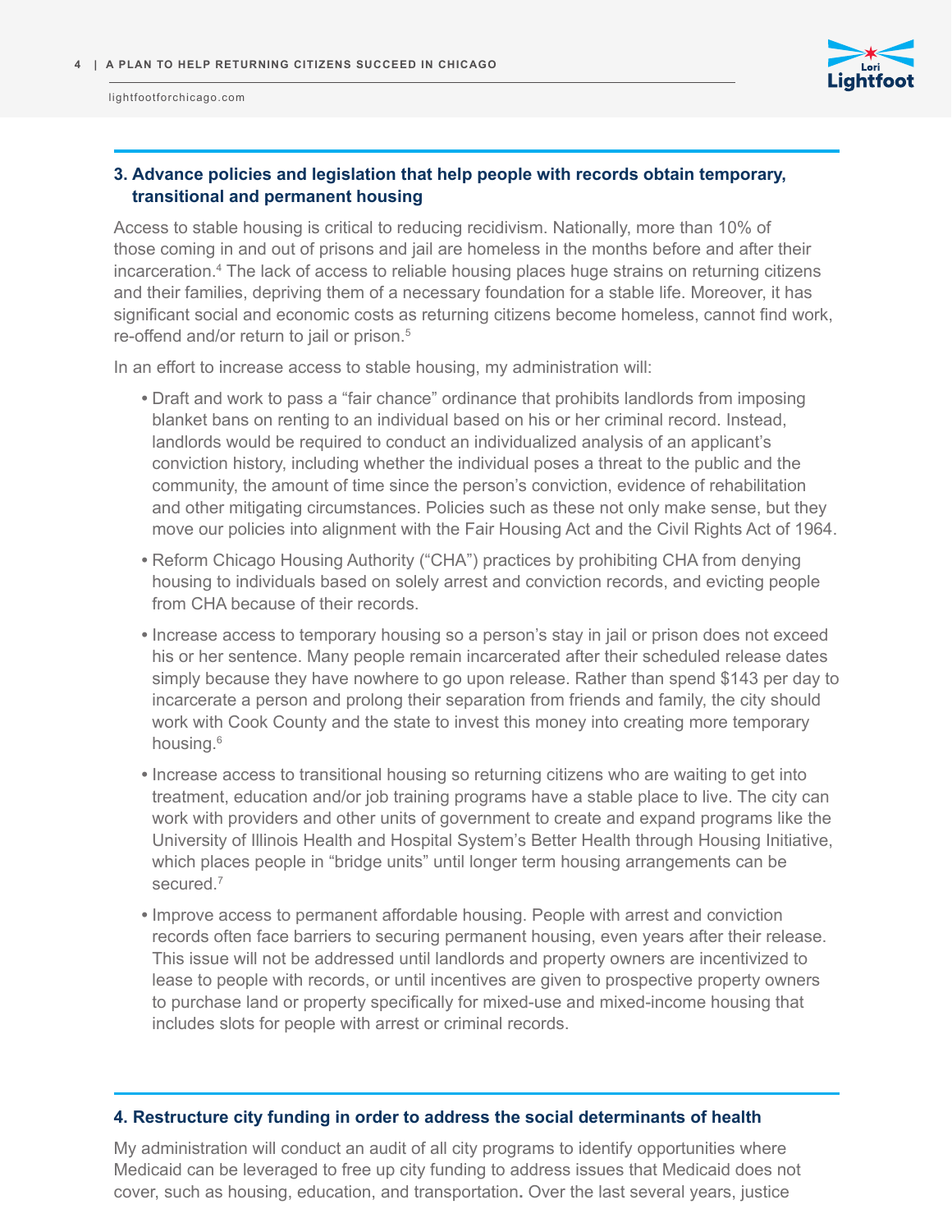### 3. Advance policies and legislation that help people with records obtain temporary, transitional and permanent housing

Access to stable housing is critical to reducing recidivism. Nationally, more than 10% of those coming in and out of prisons and jail are homeless in the months before and after their incarceration.[4] The lack of access to reliable housing places huge strains on returning citizens and their families, depriving them of a necessary foundation for a stable life. Moreover, it has significant social and economic costs as returning citizens become homeless, cannot find work, re-offend and/or return to jail or prison.[5]

In an effort to increase access to stable housing, my administration will:

- Draft and work to pass a "fair chance" ordinance that prohibits landlords from imposing blanket bans on renting to an individual based on his or her criminal record. Instead, landlords would be required to conduct an individualized analysis of an applicant's conviction history, including whether the individual poses a threat to the public and the community, the amount of time since the person's conviction, evidence of rehabilitation and other mitigating circumstances. Policies such as these not only make sense, but they move our policies into alignment with the Fair Housing Act and the Civil Rights Act of 1964.
- Reform Chicago Housing Authority ("CHA") practices by prohibiting CHA from denying housing to individuals based on solely arrest and conviction records, and evicting people from CHA because of their records.
- Increase access to temporary housing so a person's stay in jail or prison does not exceed his or her sentence. Many people remain incarcerated after their scheduled release dates simply because they have nowhere to go upon release. Rather than spend $143 per day to incarcerate a person and prolong their separation from friends and family, the city should work with Cook County and the state to invest this money into creating more temporary housing.[6]
- Increase access to transitional housing so returning citizens who are waiting to get into treatment, education and/or job training programs have a stable place to live. The city can work with providers and other units of government to create and expand programs like the University of Illinois Health and Hospital System's Better Health through Housing Initiative, which places people in "bridge units" until longer term housing arrangements can be secured.[7]
- Improve access to permanent affordable housing. People with arrest and conviction records often face barriers to securing permanent housing, even years after their release. This issue will not be addressed until landlords and property owners are incentivized to lease to people with records, or until incentives are given to prospective property owners to purchase land or property specifically for mixed-use and mixed-income housing that includes slots for people with arrest or criminal records.

### 4. Restructure city funding in order to address the social determinants of health

My administration will conduct an audit of all city programs to identify opportunities where Medicaid can be leveraged to free up city funding to address issues that Medicaid does not cover, such as housing, education, and transportation**.** Over the last several years, justice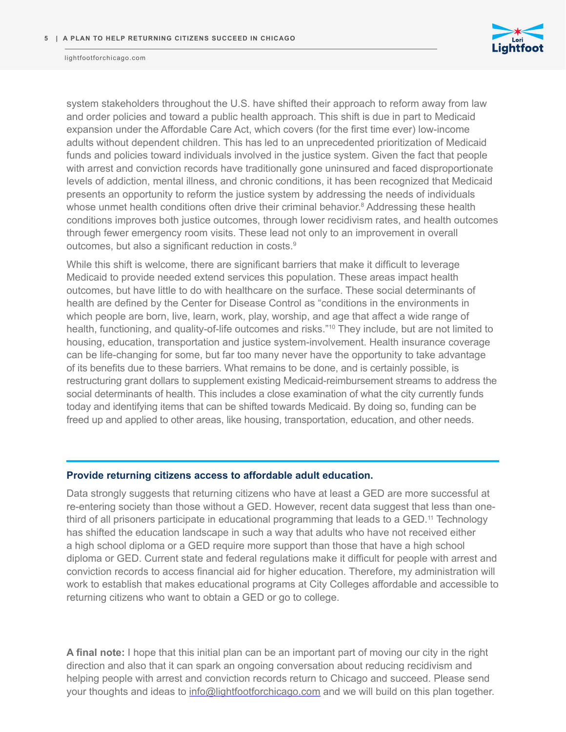system stakeholders throughout the U.S. have shifted their approach to reform away from law and order policies and toward a public health approach. This shift is due in part to Medicaid expansion under the Affordable Care Act, which covers (for the first time ever) low-income adults without dependent children. This has led to an unprecedented prioritization of Medicaid funds and policies toward individuals involved in the justice system. Given the fact that people with arrest and conviction records have traditionally gone uninsured and faced disproportionate levels of addiction, mental illness, and chronic conditions, it has been recognized that Medicaid presents an opportunity to reform the justice system by addressing the needs of individuals whose unmet health conditions often drive their criminal behavior.[8] Addressing these health conditions improves both justice outcomes, through lower recidivism rates, and health outcomes through fewer emergency room visits. These lead not only to an improvement in overall outcomes, but also a significant reduction in costs.[9]

While this shift is welcome, there are significant barriers that make it difficult to leverage Medicaid to provide needed extend services this population. These areas impact health outcomes, but have little to do with healthcare on the surface. These social determinants of health are defined by the Center for Disease Control as "conditions in the environments in which people are born, live, learn, work, play, worship, and age that affect a wide range of health, functioning, and quality-of-life outcomes and risks."[10] They include, but are not limited to housing, education, transportation and justice system-involvement. Health insurance coverage can be life-changing for some, but far too many never have the opportunity to take advantage of its benefits due to these barriers. What remains to be done, and is certainly possible, is restructuring grant dollars to supplement existing Medicaid-reimbursement streams to address the social determinants of health. This includes a close examination of what the city currently funds today and identifying items that can be shifted towards Medicaid. By doing so, funding can be freed up and applied to other areas, like housing, transportation, education, and other needs.

### Provide returning citizens access to affordable adult education.

Data strongly suggests that returning citizens who have at least a GED are more successful at re-entering society than those without a GED. However, recent data suggest that less than one-third of all prisoners participate in educational programming that leads to a GED.[11] Technology has shifted the education landscape in such a way that adults who have not received either a high school diploma or a GED require more support than those that have a high school diploma or GED. Current state and federal regulations make it difficult for people with arrest and conviction records to access financial aid for higher education. Therefore, my administration will work to establish that makes educational programs at City Colleges affordable and accessible to returning citizens who want to obtain a GED or go to college.

**A final note:** I hope that this initial plan can be an important part of moving our city in the right direction and also that it can spark an ongoing conversation about reducing recidivism and helping people with arrest and conviction records return to Chicago and succeed. Please send your thoughts and ideas to info@lightfootforchicago.com and we will build on this plan together.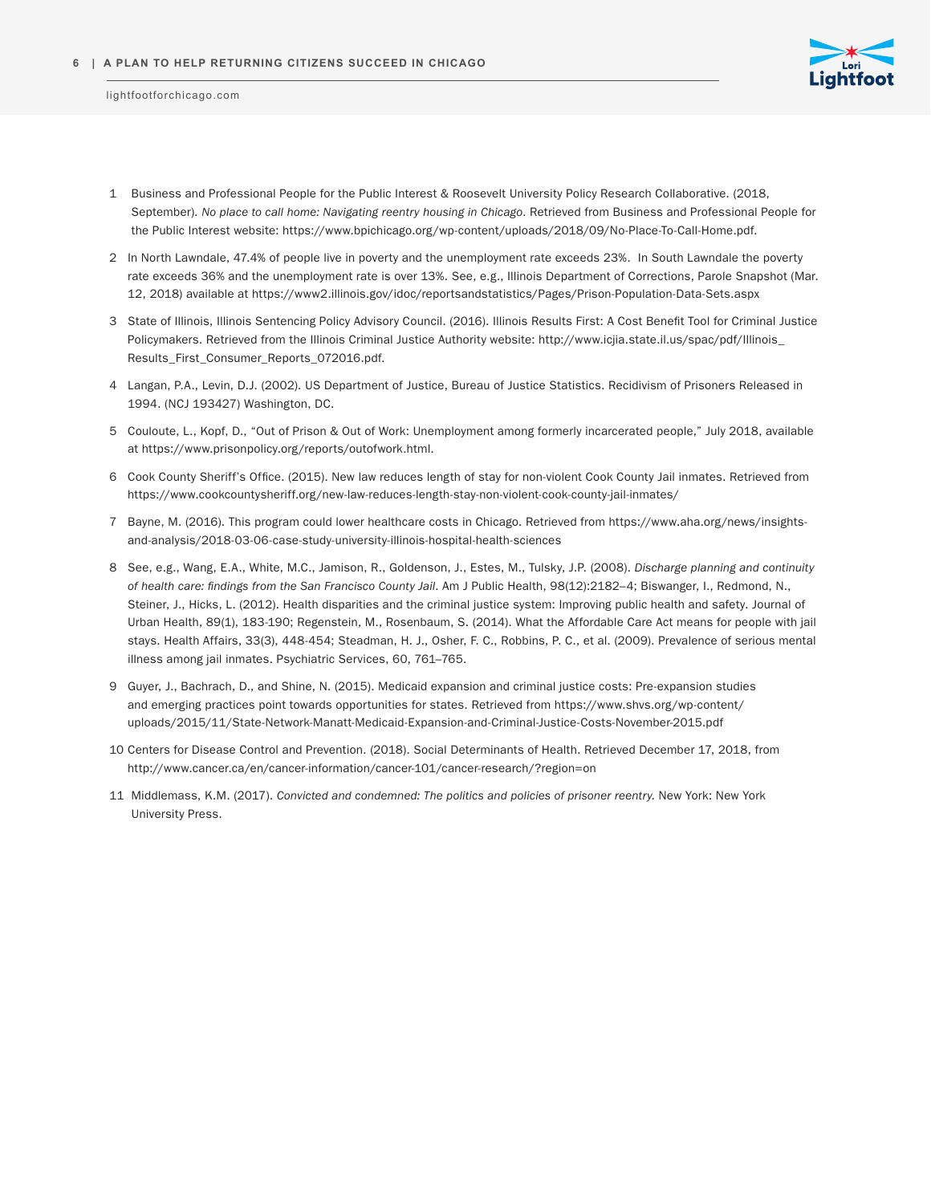1. Business and Professional People for the Public Interest & Roosevelt University Policy Research Collaborative. (2018, September). *No place to call home: Navigating reentry housing in Chicago*. Retrieved from Business and Professional People for the Public Interest website: https://www.bpichicago.org/wp-content/uploads/2018/09/No-Place-To-Call-Home.pdf.

2. In North Lawndale, 47.4% of people live in poverty and the unemployment rate exceeds 23%. In South Lawndale the poverty rate exceeds 36% and the unemployment rate is over 13%. See, e.g., Illinois Department of Corrections, Parole Snapshot (Mar. 12, 2018) available at https://www2.illinois.gov/idoc/reportsandstatistics/Pages/Prison-Population-Data-Sets.aspx

3. State of Illinois, Illinois Sentencing Policy Advisory Council. (2016). Illinois Results First: A Cost Benefit Tool for Criminal Justice Policymakers. Retrieved from the Illinois Criminal Justice Authority website: http://www.icjia.state.il.us/spac/pdf/Illinois_Results_First_Consumer_Reports_072016.pdf.

4. Langan, P.A., Levin, D.J. (2002). US Department of Justice, Bureau of Justice Statistics. Recidivism of Prisoners Released in 1994. (NCJ 193427) Washington, DC.

5. Couloute, L., Kopf, D., "Out of Prison & Out of Work: Unemployment among formerly incarcerated people," July 2018, available at https://www.prisonpolicy.org/reports/outofwork.html.

6. Cook County Sheriff's Office. (2015). New law reduces length of stay for non-violent Cook County Jail inmates. Retrieved from https://www.cookcountysheriff.org/new-law-reduces-length-stay-non-violent-cook-county-jail-inmates/

7. Bayne, M. (2016). This program could lower healthcare costs in Chicago. Retrieved from https://www.aha.org/news/insights-and-analysis/2018-03-06-case-study-university-illinois-hospital-health-sciences

8. See, e.g., Wang, E.A., White, M.C., Jamison, R., Goldenson, J., Estes, M., Tulsky, J.P. (2008). *Discharge planning and continuity of health care: findings from the San Francisco County Jail*. Am J Public Health, 98(12):2182–4; Biswanger, I., Redmond, N., Steiner, J., Hicks, L. (2012). Health disparities and the criminal justice system: Improving public health and safety. Journal of Urban Health, 89(1), 183-190; Regenstein, M., Rosenbaum, S. (2014). What the Affordable Care Act means for people with jail stays. Health Affairs, 33(3), 448-454; Steadman, H. J., Osher, F. C., Robbins, P. C., et al. (2009). Prevalence of serious mental illness among jail inmates. Psychiatric Services, 60, 761–765.

9. Guyer, J., Bachrach, D., and Shine, N. (2015). Medicaid expansion and criminal justice costs: Pre-expansion studies and emerging practices point towards opportunities for states. Retrieved from https://www.shvs.org/wp-content/uploads/2015/11/State-Network-Manatt-Medicaid-Expansion-and-Criminal-Justice-Costs-November-2015.pdf

10. Centers for Disease Control and Prevention. (2018). Social Determinants of Health. Retrieved December 17, 2018, from http://www.cancer.ca/en/cancer-information/cancer-101/cancer-research/?region=on

11. Middlemass, K.M. (2017). *Convicted and condemned: The politics and policies of prisoner reentry.* New York: New York University Press.